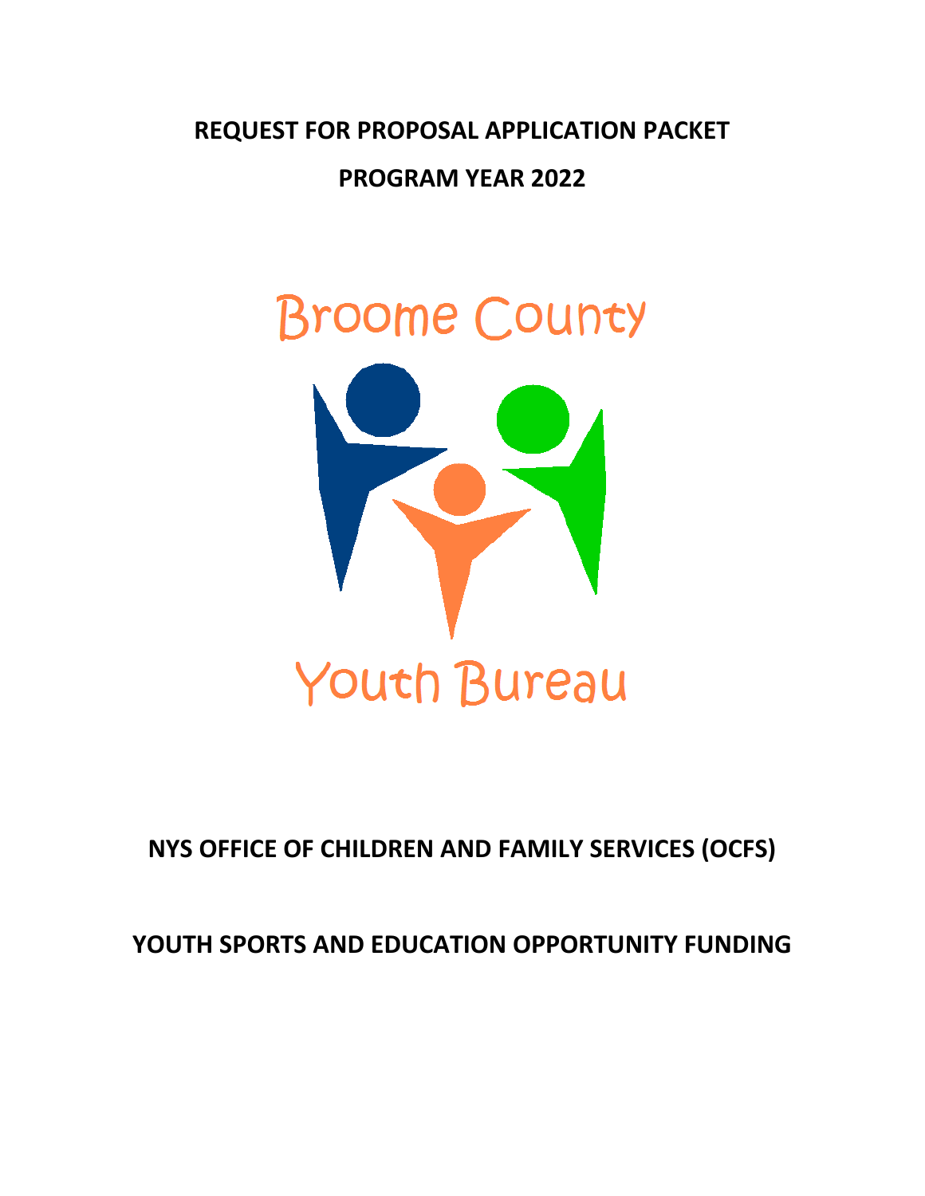# REQUEST FOR PROPOSAL APPLICATION PACKET

## PROGRAM YEAR 2022

Broome County

Youth Bureau

## NYS OFFICE OF CHILDREN AND FAMILY SERVICES (OCFS)

## YOUTH SPORTS AND EDUCATION OPPORTUNITY FUNDING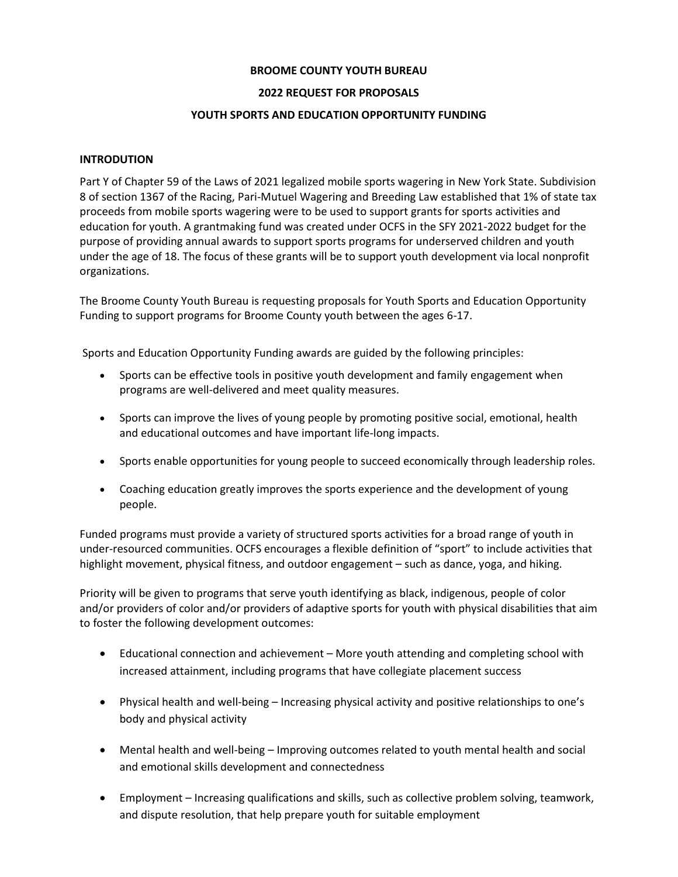**BROOME COUNTY YOUTH BUREAU**

**2022 REQUEST FOR PROPOSALS**

**YOUTH SPORTS AND EDUCATION OPPORTUNITY FUNDING**

## INTRODUTION

Part Y of Chapter 59 of the Laws of 2021 legalized mobile sports wagering in New York State. Subdivision 8 of section 1367 of the Racing, Pari-Mutuel Wagering and Breeding Law established that 1% of state tax proceeds from mobile sports wagering were to be used to support grants for sports activities and education for youth. A grantmaking fund was created under OCFS in the SFY 2021-2022 budget for the purpose of providing annual awards to support sports programs for underserved children and youth under the age of 18. The focus of these grants will be to support youth development via local nonprofit organizations.

The Broome County Youth Bureau is requesting proposals for Youth Sports and Education Opportunity Funding to support programs for Broome County youth between the ages 6-17.

Sports and Education Opportunity Funding awards are guided by the following principles:

- Sports can be effective tools in positive youth development and family engagement when programs are well-delivered and meet quality measures.
- Sports can improve the lives of young people by promoting positive social, emotional, health and educational outcomes and have important life-long impacts.
- Sports enable opportunities for young people to succeed economically through leadership roles.
- Coaching education greatly improves the sports experience and the development of young people.

Funded programs must provide a variety of structured sports activities for a broad range of youth in under-resourced communities. OCFS encourages a flexible definition of "sport" to include activities that highlight movement, physical fitness, and outdoor engagement – such as dance, yoga, and hiking.

Priority will be given to programs that serve youth identifying as black, indigenous, people of color and/or providers of color and/or providers of adaptive sports for youth with physical disabilities that aim to foster the following development outcomes:

- Educational connection and achievement – More youth attending and completing school with increased attainment, including programs that have collegiate placement success
- Physical health and well-being – Increasing physical activity and positive relationships to one's body and physical activity
- Mental health and well-being – Improving outcomes related to youth mental health and social and emotional skills development and connectedness
- Employment – Increasing qualifications and skills, such as collective problem solving, teamwork, and dispute resolution, that help prepare youth for suitable employment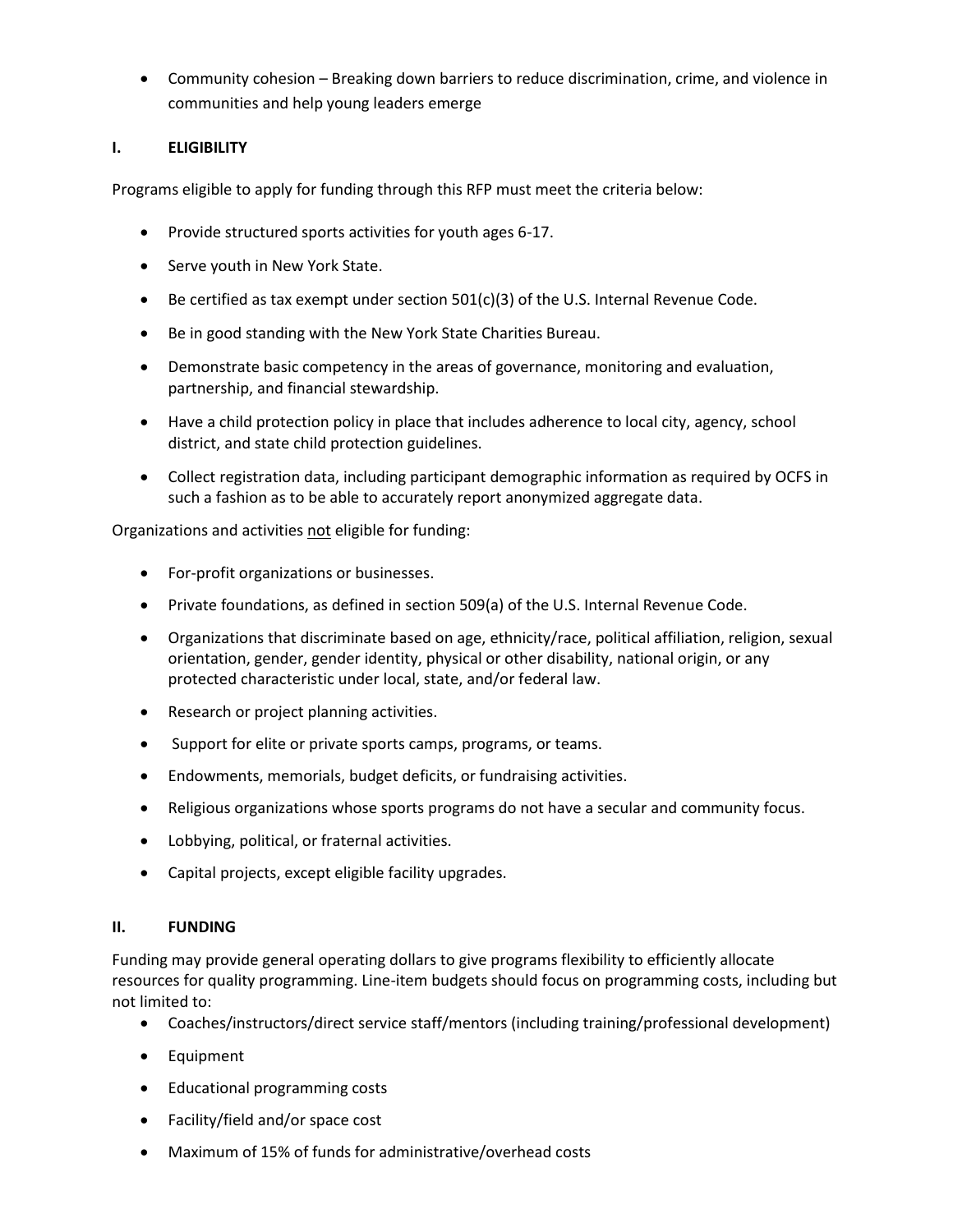- Community cohesion – Breaking down barriers to reduce discrimination, crime, and violence in communities and help young leaders emerge

## I. ELIGIBILITY

Programs eligible to apply for funding through this RFP must meet the criteria below:

- Provide structured sports activities for youth ages 6-17.
- Serve youth in New York State.
- Be certified as tax exempt under section 501(c)(3) of the U.S. Internal Revenue Code.
- Be in good standing with the New York State Charities Bureau.
- Demonstrate basic competency in the areas of governance, monitoring and evaluation, partnership, and financial stewardship.
- Have a child protection policy in place that includes adherence to local city, agency, school district, and state child protection guidelines.
- Collect registration data, including participant demographic information as required by OCFS in such a fashion as to be able to accurately report anonymized aggregate data.

Organizations and activities <u>not</u> eligible for funding:

- For-profit organizations or businesses.
- Private foundations, as defined in section 509(a) of the U.S. Internal Revenue Code.
- Organizations that discriminate based on age, ethnicity/race, political affiliation, religion, sexual orientation, gender, gender identity, physical or other disability, national origin, or any protected characteristic under local, state, and/or federal law.
- Research or project planning activities.
- Support for elite or private sports camps, programs, or teams.
- Endowments, memorials, budget deficits, or fundraising activities.
- Religious organizations whose sports programs do not have a secular and community focus.
- Lobbying, political, or fraternal activities.
- Capital projects, except eligible facility upgrades.

## II. FUNDING

Funding may provide general operating dollars to give programs flexibility to efficiently allocate resources for quality programming. Line-item budgets should focus on programming costs, including but not limited to:

- Coaches/instructors/direct service staff/mentors (including training/professional development)
- Equipment
- Educational programming costs
- Facility/field and/or space cost
- Maximum of 15% of funds for administrative/overhead costs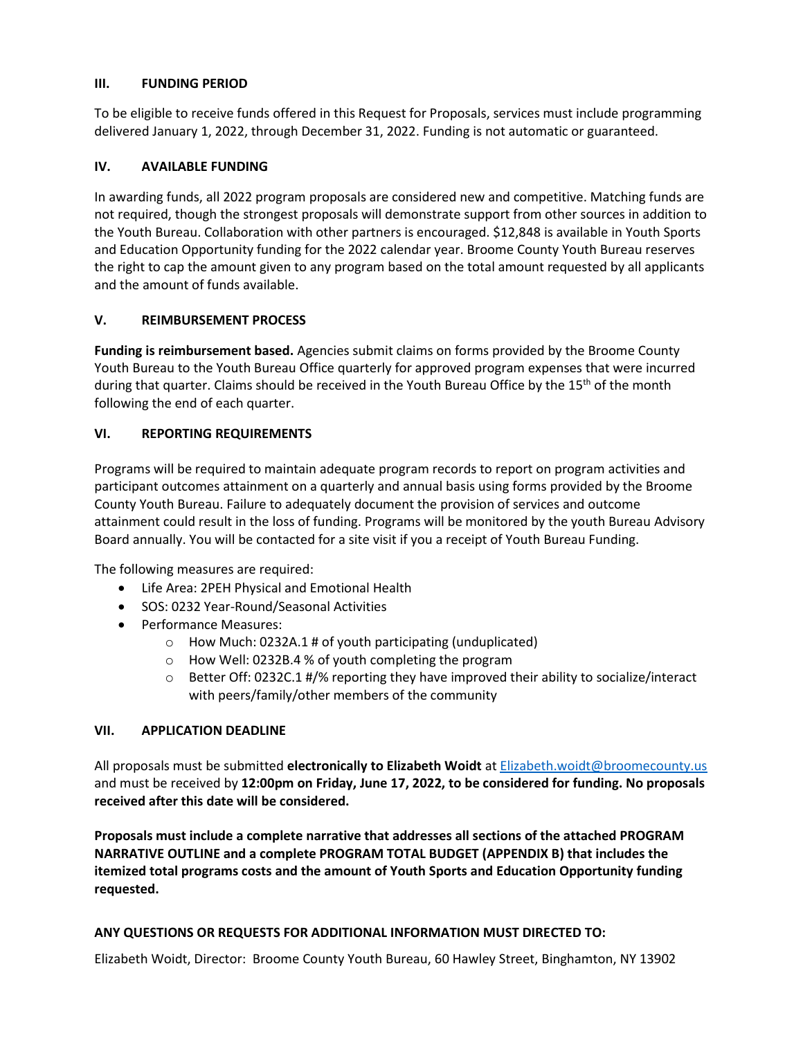## III. FUNDING PERIOD

To be eligible to receive funds offered in this Request for Proposals, services must include programming delivered January 1, 2022, through December 31, 2022. Funding is not automatic or guaranteed.

## IV. AVAILABLE FUNDING

In awarding funds, all 2022 program proposals are considered new and competitive. Matching funds are not required, though the strongest proposals will demonstrate support from other sources in addition to the Youth Bureau. Collaboration with other partners is encouraged. $12,848 is available in Youth Sports and Education Opportunity funding for the 2022 calendar year. Broome County Youth Bureau reserves the right to cap the amount given to any program based on the total amount requested by all applicants and the amount of funds available.

## V. REIMBURSEMENT PROCESS

**Funding is reimbursement based.** Agencies submit claims on forms provided by the Broome County Youth Bureau to the Youth Bureau Office quarterly for approved program expenses that were incurred during that quarter. Claims should be received in the Youth Bureau Office by the 15th of the month following the end of each quarter.

## VI. REPORTING REQUIREMENTS

Programs will be required to maintain adequate program records to report on program activities and participant outcomes attainment on a quarterly and annual basis using forms provided by the Broome County Youth Bureau. Failure to adequately document the provision of services and outcome attainment could result in the loss of funding. Programs will be monitored by the youth Bureau Advisory Board annually. You will be contacted for a site visit if you a receipt of Youth Bureau Funding.

The following measures are required:

- Life Area: 2PEH Physical and Emotional Health
- SOS: 0232 Year-Round/Seasonal Activities
- Performance Measures:
  - How Much: 0232A.1 # of youth participating (unduplicated)
  - How Well: 0232B.4 % of youth completing the program
  - Better Off: 0232C.1 #/% reporting they have improved their ability to socialize/interact with peers/family/other members of the community

## VII. APPLICATION DEADLINE

All proposals must be submitted **electronically to Elizabeth Woidt** at Elizabeth.woidt@broomecounty.us and must be received by **12:00pm on Friday, June 17, 2022, to be considered for funding. No proposals received after this date will be considered.**

**Proposals must include a complete narrative that addresses all sections of the attached PROGRAM NARRATIVE OUTLINE and a complete PROGRAM TOTAL BUDGET (APPENDIX B) that includes the itemized total programs costs and the amount of Youth Sports and Education Opportunity funding requested.**

**ANY QUESTIONS OR REQUESTS FOR ADDITIONAL INFORMATION MUST DIRECTED TO:**

Elizabeth Woidt, Director: Broome County Youth Bureau, 60 Hawley Street, Binghamton, NY 13902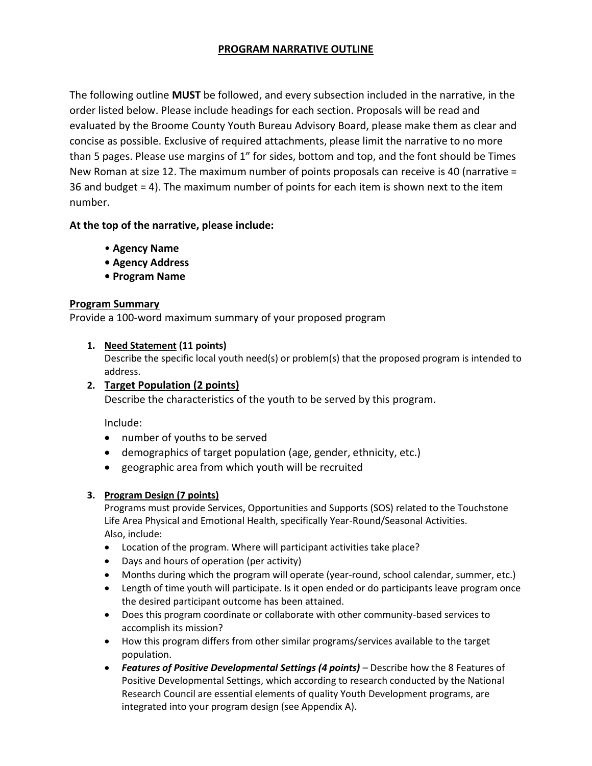## PROGRAM NARRATIVE OUTLINE

The following outline **MUST** be followed, and every subsection included in the narrative, in the order listed below. Please include headings for each section. Proposals will be read and evaluated by the Broome County Youth Bureau Advisory Board, please make them as clear and concise as possible. Exclusive of required attachments, please limit the narrative to no more than 5 pages. Please use margins of 1" for sides, bottom and top, and the font should be Times New Roman at size 12. The maximum number of points proposals can receive is 40 (narrative = 36 and budget = 4). The maximum number of points for each item is shown next to the item number.

**At the top of the narrative, please include:**

- **Agency Name**
- **Agency Address**
- **Program Name**

### Program Summary

Provide a 100-word maximum summary of your proposed program

1. **Need Statement (11 points)**
   Describe the specific local youth need(s) or problem(s) that the proposed program is intended to address.

2. **Target Population (2 points)**
   Describe the characteristics of the youth to be served by this program.

   Include:
   - number of youths to be served
   - demographics of target population (age, gender, ethnicity, etc.)
   - geographic area from which youth will be recruited

3. **Program Design (7 points)**
   Programs must provide Services, Opportunities and Supports (SOS) related to the Touchstone Life Area Physical and Emotional Health, specifically Year-Round/Seasonal Activities.
   Also, include:
   - Location of the program. Where will participant activities take place?
   - Days and hours of operation (per activity)
   - Months during which the program will operate (year-round, school calendar, summer, etc.)
   - Length of time youth will participate. Is it open ended or do participants leave program once the desired participant outcome has been attained.
   - Does this program coordinate or collaborate with other community-based services to accomplish its mission?
   - How this program differs from other similar programs/services available to the target population.
   - ***Features of Positive Developmental Settings (4 points)*** – Describe how the 8 Features of Positive Developmental Settings, which according to research conducted by the National Research Council are essential elements of quality Youth Development programs, are integrated into your program design (see Appendix A).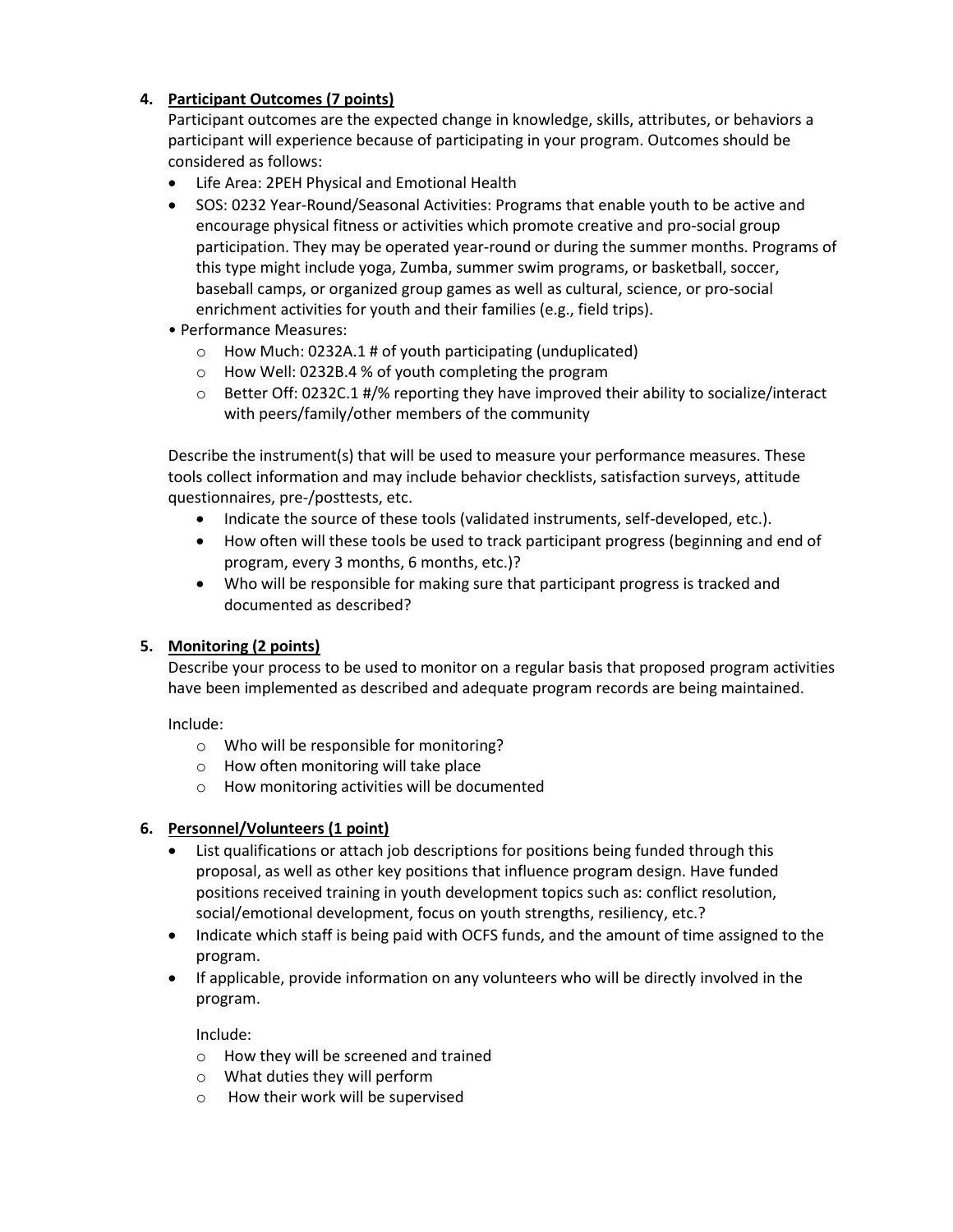**4. Participant Outcomes (7 points)**

Participant outcomes are the expected change in knowledge, skills, attributes, or behaviors a participant will experience because of participating in your program. Outcomes should be considered as follows:

- Life Area: 2PEH Physical and Emotional Health
- SOS: 0232 Year-Round/Seasonal Activities: Programs that enable youth to be active and encourage physical fitness or activities which promote creative and pro-social group participation. They may be operated year-round or during the summer months. Programs of this type might include yoga, Zumba, summer swim programs, or basketball, soccer, baseball camps, or organized group games as well as cultural, science, or pro-social enrichment activities for youth and their families (e.g., field trips).
- Performance Measures:
  - How Much: 0232A.1 # of youth participating (unduplicated)
  - How Well: 0232B.4 % of youth completing the program
  - Better Off: 0232C.1 #/% reporting they have improved their ability to socialize/interact with peers/family/other members of the community

Describe the instrument(s) that will be used to measure your performance measures. These tools collect information and may include behavior checklists, satisfaction surveys, attitude questionnaires, pre-/posttests, etc.

- Indicate the source of these tools (validated instruments, self-developed, etc.).
- How often will these tools be used to track participant progress (beginning and end of program, every 3 months, 6 months, etc.)?
- Who will be responsible for making sure that participant progress is tracked and documented as described?

**5. Monitoring (2 points)**

Describe your process to be used to monitor on a regular basis that proposed program activities have been implemented as described and adequate program records are being maintained.

Include:

- Who will be responsible for monitoring?
- How often monitoring will take place
- How monitoring activities will be documented

**6. Personnel/Volunteers (1 point)**

- List qualifications or attach job descriptions for positions being funded through this proposal, as well as other key positions that influence program design. Have funded positions received training in youth development topics such as: conflict resolution, social/emotional development, focus on youth strengths, resiliency, etc.?
- Indicate which staff is being paid with OCFS funds, and the amount of time assigned to the program.
- If applicable, provide information on any volunteers who will be directly involved in the program.

  Include:

  - How they will be screened and trained
  - What duties they will perform
  - How their work will be supervised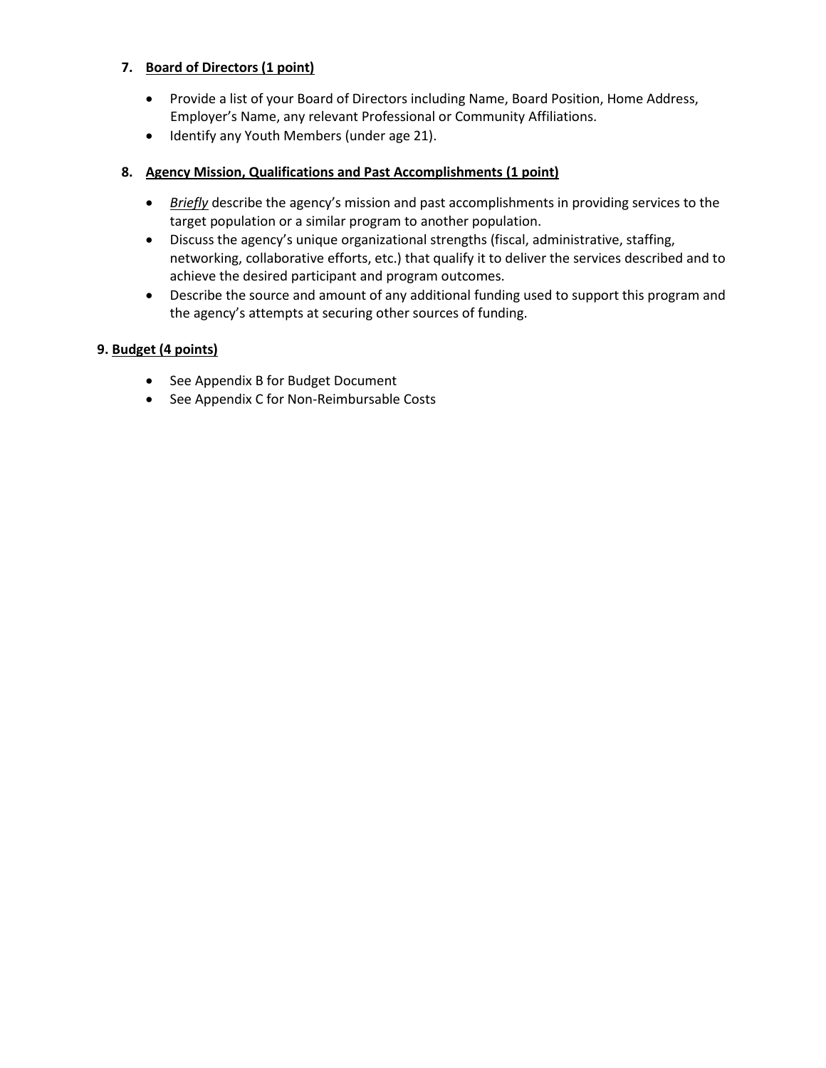### 7. <u>**Board of Directors (1 point)**</u>

- Provide a list of your Board of Directors including Name, Board Position, Home Address, Employer's Name, any relevant Professional or Community Affiliations.
- Identify any Youth Members (under age 21).

### 8. <u>**Agency Mission, Qualifications and Past Accomplishments (1 point)**</u>

- <u>*Briefly*</u> describe the agency's mission and past accomplishments in providing services to the target population or a similar program to another population.
- Discuss the agency's unique organizational strengths (fiscal, administrative, staffing, networking, collaborative efforts, etc.) that qualify it to deliver the services described and to achieve the desired participant and program outcomes.
- Describe the source and amount of any additional funding used to support this program and the agency's attempts at securing other sources of funding.

### 9. <u>**Budget (4 points)**</u>

- See Appendix B for Budget Document
- See Appendix C for Non-Reimbursable Costs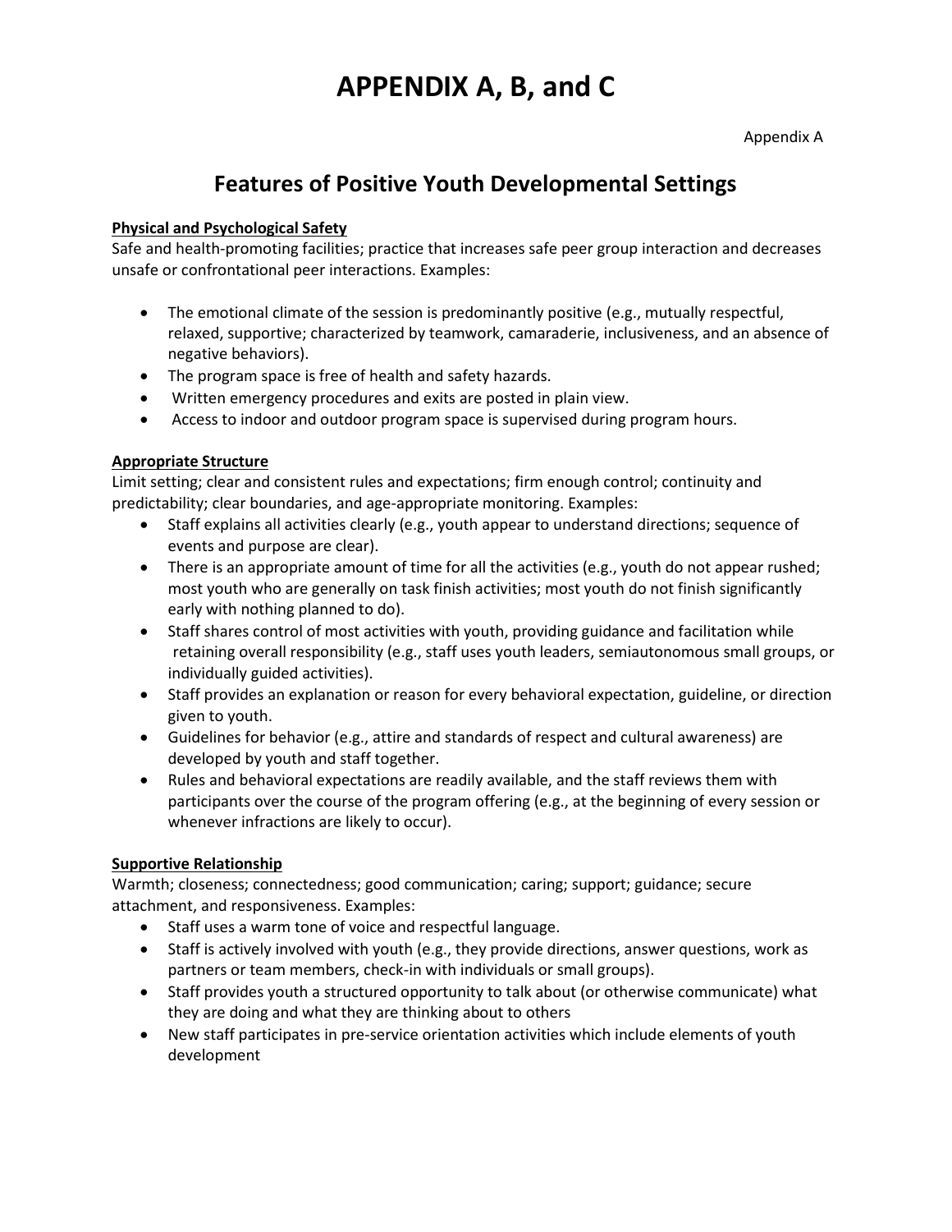# APPENDIX A, B, and C

Appendix A

## Features of Positive Youth Developmental Settings

**Physical and Psychological Safety**

Safe and health-promoting facilities; practice that increases safe peer group interaction and decreases unsafe or confrontational peer interactions. Examples:

- The emotional climate of the session is predominantly positive (e.g., mutually respectful, relaxed, supportive; characterized by teamwork, camaraderie, inclusiveness, and an absence of negative behaviors).
- The program space is free of health and safety hazards.
- Written emergency procedures and exits are posted in plain view.
- Access to indoor and outdoor program space is supervised during program hours.

**Appropriate Structure**

Limit setting; clear and consistent rules and expectations; firm enough control; continuity and predictability; clear boundaries, and age-appropriate monitoring. Examples:

- Staff explains all activities clearly (e.g., youth appear to understand directions; sequence of events and purpose are clear).
- There is an appropriate amount of time for all the activities (e.g., youth do not appear rushed; most youth who are generally on task finish activities; most youth do not finish significantly early with nothing planned to do).
- Staff shares control of most activities with youth, providing guidance and facilitation while retaining overall responsibility (e.g., staff uses youth leaders, semiautonomous small groups, or individually guided activities).
- Staff provides an explanation or reason for every behavioral expectation, guideline, or direction given to youth.
- Guidelines for behavior (e.g., attire and standards of respect and cultural awareness) are developed by youth and staff together.
- Rules and behavioral expectations are readily available, and the staff reviews them with participants over the course of the program offering (e.g., at the beginning of every session or whenever infractions are likely to occur).

**Supportive Relationship**

Warmth; closeness; connectedness; good communication; caring; support; guidance; secure attachment, and responsiveness. Examples:

- Staff uses a warm tone of voice and respectful language.
- Staff is actively involved with youth (e.g., they provide directions, answer questions, work as partners or team members, check-in with individuals or small groups).
- Staff provides youth a structured opportunity to talk about (or otherwise communicate) what they are doing and what they are thinking about to others
- New staff participates in pre-service orientation activities which include elements of youth development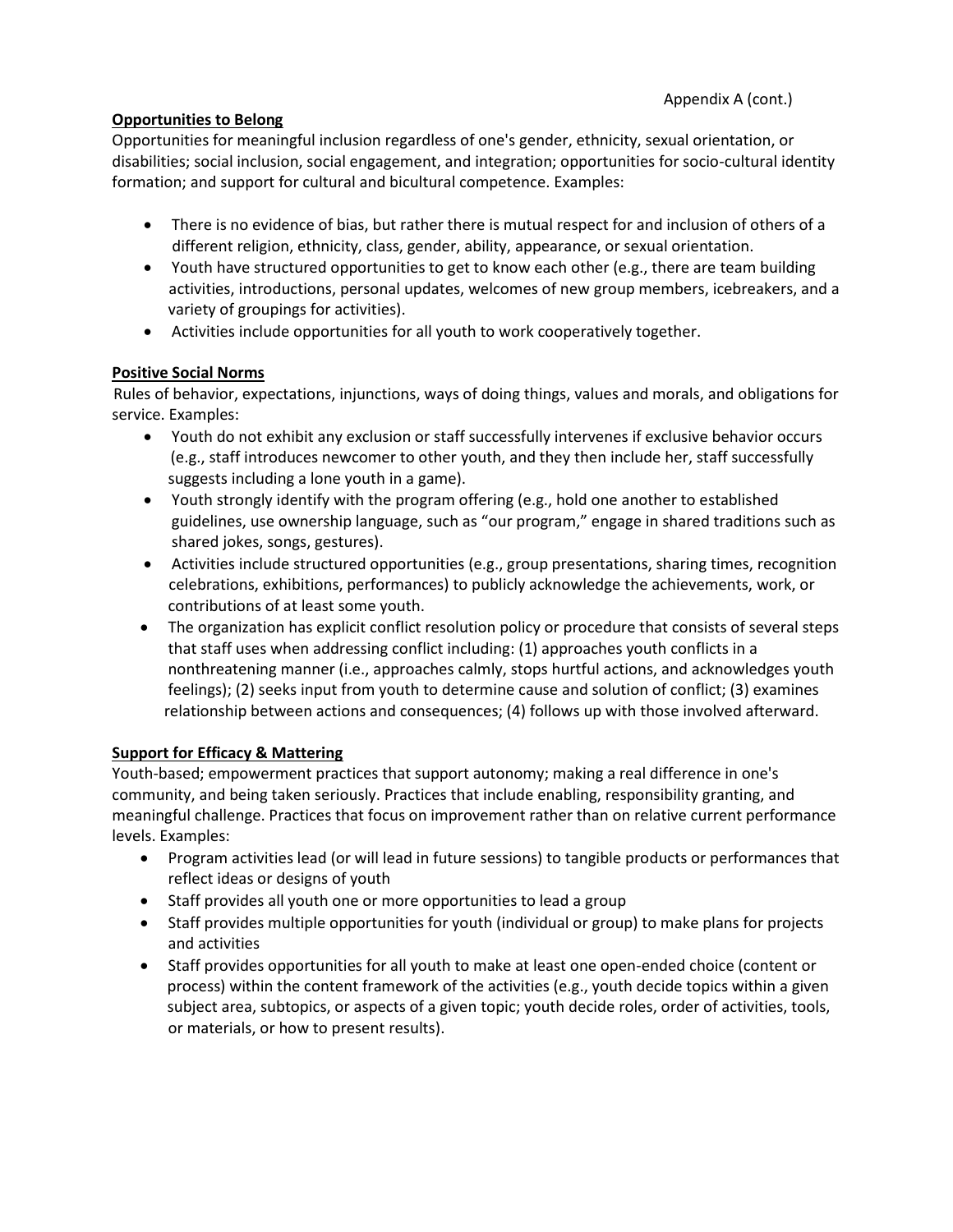Appendix A (cont.)

**Opportunities to Belong**

Opportunities for meaningful inclusion regardless of one's gender, ethnicity, sexual orientation, or disabilities; social inclusion, social engagement, and integration; opportunities for socio-cultural identity formation; and support for cultural and bicultural competence. Examples:

- There is no evidence of bias, but rather there is mutual respect for and inclusion of others of a different religion, ethnicity, class, gender, ability, appearance, or sexual orientation.
- Youth have structured opportunities to get to know each other (e.g., there are team building activities, introductions, personal updates, welcomes of new group members, icebreakers, and a variety of groupings for activities).
- Activities include opportunities for all youth to work cooperatively together.

**Positive Social Norms**

Rules of behavior, expectations, injunctions, ways of doing things, values and morals, and obligations for service. Examples:

- Youth do not exhibit any exclusion or staff successfully intervenes if exclusive behavior occurs (e.g., staff introduces newcomer to other youth, and they then include her, staff successfully suggests including a lone youth in a game).
- Youth strongly identify with the program offering (e.g., hold one another to established guidelines, use ownership language, such as "our program," engage in shared traditions such as shared jokes, songs, gestures).
- Activities include structured opportunities (e.g., group presentations, sharing times, recognition celebrations, exhibitions, performances) to publicly acknowledge the achievements, work, or contributions of at least some youth.
- The organization has explicit conflict resolution policy or procedure that consists of several steps that staff uses when addressing conflict including: (1) approaches youth conflicts in a nonthreatening manner (i.e., approaches calmly, stops hurtful actions, and acknowledges youth feelings); (2) seeks input from youth to determine cause and solution of conflict; (3) examines relationship between actions and consequences; (4) follows up with those involved afterward.

**Support for Efficacy & Mattering**

Youth-based; empowerment practices that support autonomy; making a real difference in one's community, and being taken seriously. Practices that include enabling, responsibility granting, and meaningful challenge. Practices that focus on improvement rather than on relative current performance levels. Examples:

- Program activities lead (or will lead in future sessions) to tangible products or performances that reflect ideas or designs of youth
- Staff provides all youth one or more opportunities to lead a group
- Staff provides multiple opportunities for youth (individual or group) to make plans for projects and activities
- Staff provides opportunities for all youth to make at least one open-ended choice (content or process) within the content framework of the activities (e.g., youth decide topics within a given subject area, subtopics, or aspects of a given topic; youth decide roles, order of activities, tools, or materials, or how to present results).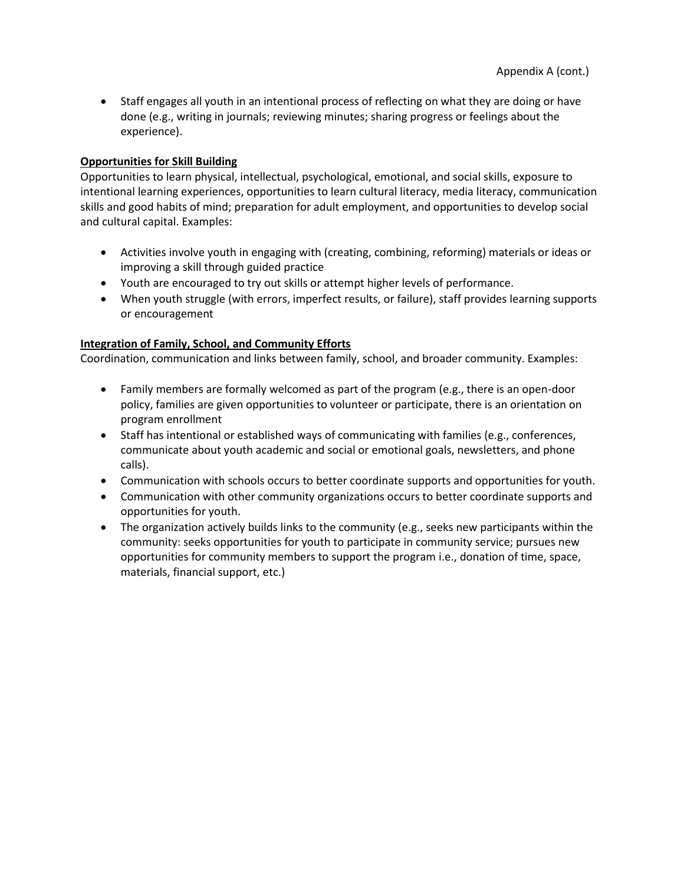Appendix A (cont.)

- Staff engages all youth in an intentional process of reflecting on what they are doing or have done (e.g., writing in journals; reviewing minutes; sharing progress or feelings about the experience).

**Opportunities for Skill Building**

Opportunities to learn physical, intellectual, psychological, emotional, and social skills, exposure to intentional learning experiences, opportunities to learn cultural literacy, media literacy, communication skills and good habits of mind; preparation for adult employment, and opportunities to develop social and cultural capital. Examples:

- Activities involve youth in engaging with (creating, combining, reforming) materials or ideas or improving a skill through guided practice
- Youth are encouraged to try out skills or attempt higher levels of performance.
- When youth struggle (with errors, imperfect results, or failure), staff provides learning supports or encouragement

**Integration of Family, School, and Community Efforts**

Coordination, communication and links between family, school, and broader community. Examples:

- Family members are formally welcomed as part of the program (e.g., there is an open-door policy, families are given opportunities to volunteer or participate, there is an orientation on program enrollment
- Staff has intentional or established ways of communicating with families (e.g., conferences, communicate about youth academic and social or emotional goals, newsletters, and phone calls).
- Communication with schools occurs to better coordinate supports and opportunities for youth.
- Communication with other community organizations occurs to better coordinate supports and opportunities for youth.
- The organization actively builds links to the community (e.g., seeks new participants within the community: seeks opportunities for youth to participate in community service; pursues new opportunities for community members to support the program i.e., donation of time, space, materials, financial support, etc.)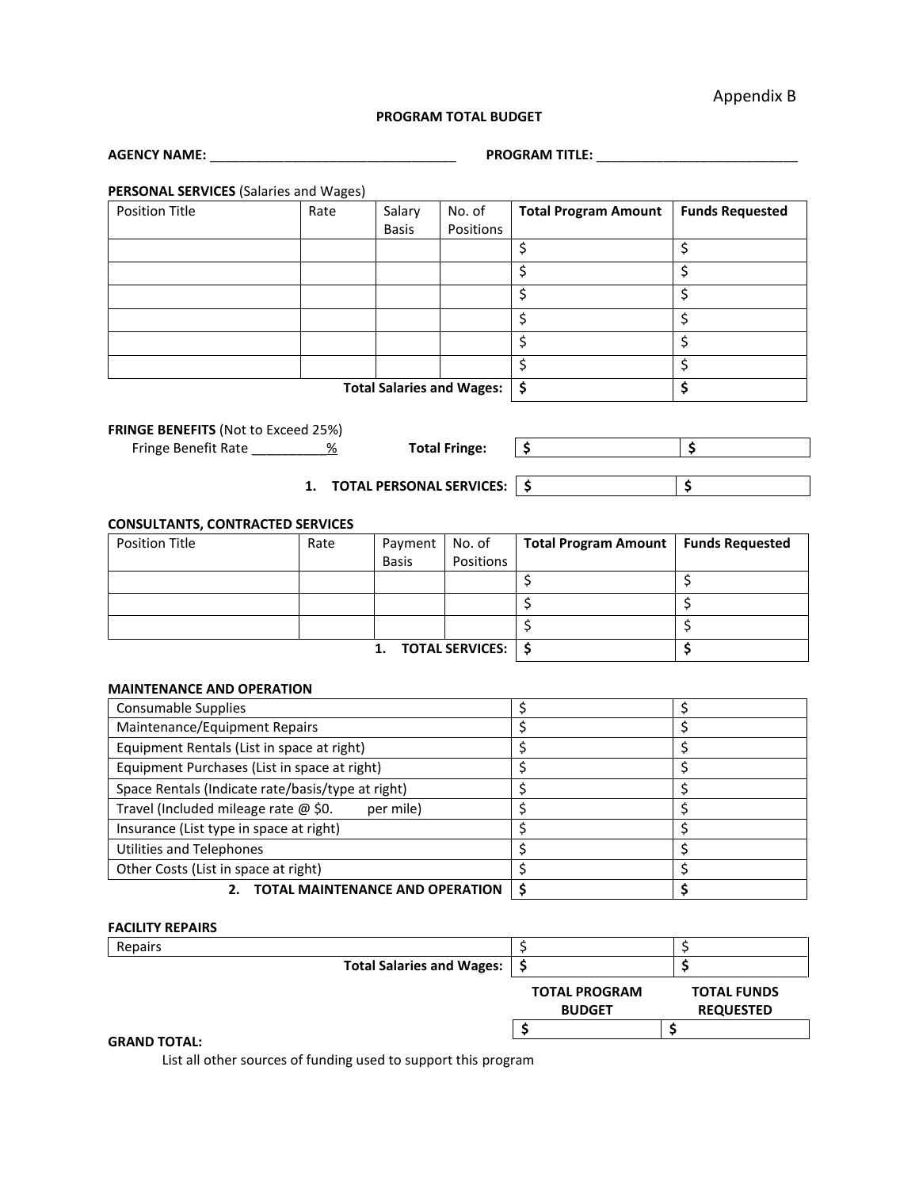Appendix B

**PROGRAM TOTAL BUDGET**

**AGENCY NAME:** _________________________________ **PROGRAM TITLE:** ___________________________

**PERSONAL SERVICES** (Salaries and Wages)

| Position Title | Rate | Salary Basis | No. of Positions | **Total Program Amount** | **Funds Requested** |
|---|---|---|---|---|---|
| | | | | $ | $ |
| | | | | $ | $ |
| | | | | $ | $ |
| | | | | $ | $ |
| | | | | $ | $ |
| | | | | $ | $ |
| | | | **Total Salaries and Wages:** | **$** | **$** |

**FRINGE BENEFITS** (Not to Exceed 25%)

Fringe Benefit Rate __________%

| | | |
|---|---|---|
| **Total Fringe:** | **$** | **$** |
| **1. TOTAL PERSONAL SERVICES:** | **$** | **$** |

**CONSULTANTS, CONTRACTED SERVICES**

| Position Title | Rate | Payment Basis | No. of Positions | **Total Program Amount** | **Funds Requested** |
|---|---|---|---|---|---|
| | | | | $ | $ |
| | | | | $ | $ |
| | | | | $ | $ |
| | | | **1. TOTAL SERVICES:** | **$** | **$** |

**MAINTENANCE AND OPERATION**

| | | |
|---|---|---|
| Consumable Supplies | $ | $ |
| Maintenance/Equipment Repairs | $ | $ |
| Equipment Rentals (List in space at right) | $ | $ |
| Equipment Purchases (List in space at right) | $ | $ |
| Space Rentals (Indicate rate/basis/type at right) | $ | $ |
| Travel (Included mileage rate @ $0. per mile) | $ | $ |
| Insurance (List type in space at right) | $ | $ |
| Utilities and Telephones | $ | $ |
| Other Costs (List in space at right) | $ | $ |
| **2. TOTAL MAINTENANCE AND OPERATION** | **$** | **$** |

**FACILITY REPAIRS**

| | | |
|---|---|---|
| Repairs | $ | $ |
| **Total Salaries and Wages:** | **$** | **$** |

| | **TOTAL PROGRAM BUDGET** | **TOTAL FUNDS REQUESTED** |
|---|---|---|
| **GRAND TOTAL:** | **$** | **$** |

List all other sources of funding used to support this program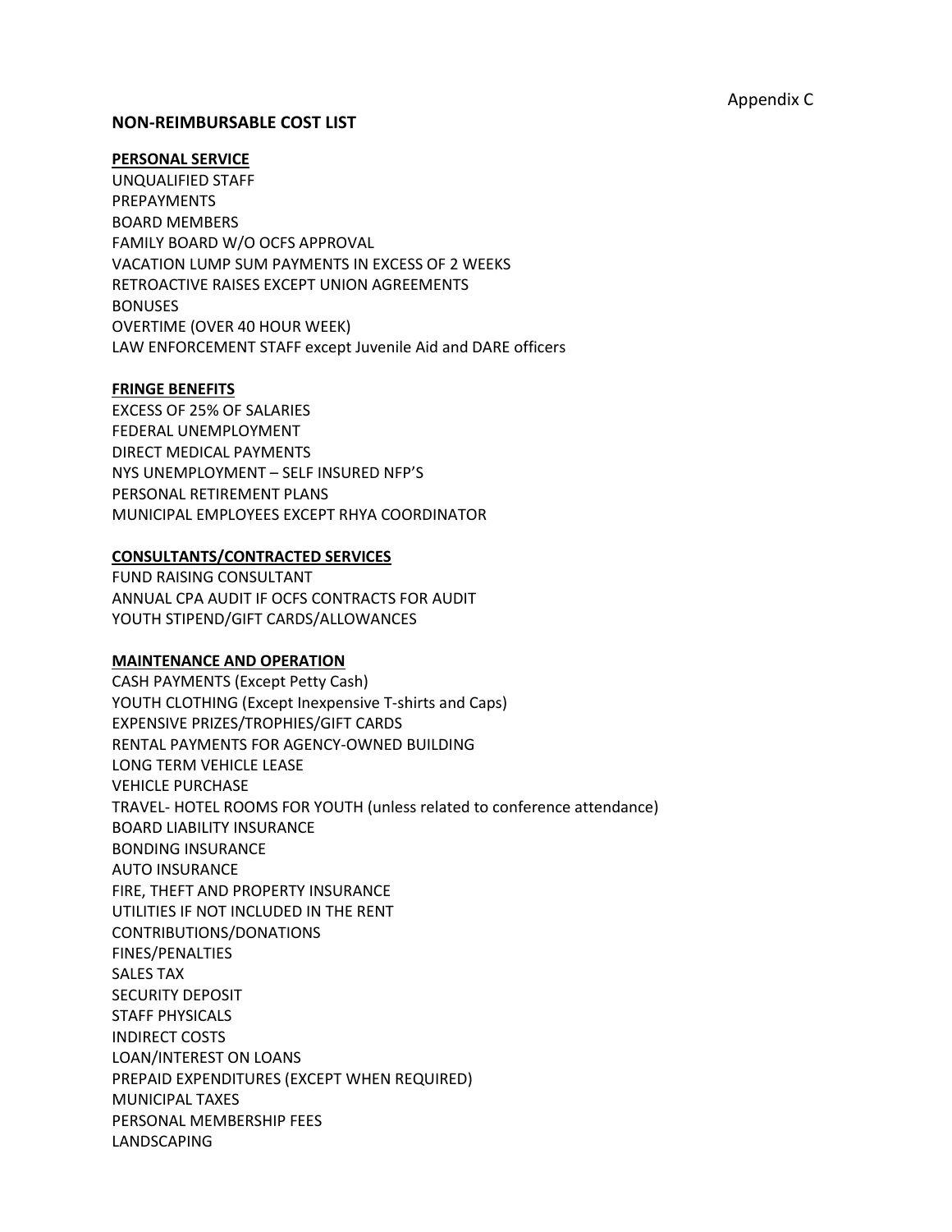Appendix C

## NON-REIMBURSABLE COST LIST

### PERSONAL SERVICE

UNQUALIFIED STAFF
PREPAYMENTS
BOARD MEMBERS
FAMILY BOARD W/O OCFS APPROVAL
VACATION LUMP SUM PAYMENTS IN EXCESS OF 2 WEEKS
RETROACTIVE RAISES EXCEPT UNION AGREEMENTS
BONUSES
OVERTIME (OVER 40 HOUR WEEK)
LAW ENFORCEMENT STAFF except Juvenile Aid and DARE officers

### FRINGE BENEFITS

EXCESS OF 25% OF SALARIES
FEDERAL UNEMPLOYMENT
DIRECT MEDICAL PAYMENTS
NYS UNEMPLOYMENT – SELF INSURED NFP'S
PERSONAL RETIREMENT PLANS
MUNICIPAL EMPLOYEES EXCEPT RHYA COORDINATOR

### CONSULTANTS/CONTRACTED SERVICES

FUND RAISING CONSULTANT
ANNUAL CPA AUDIT IF OCFS CONTRACTS FOR AUDIT
YOUTH STIPEND/GIFT CARDS/ALLOWANCES

### MAINTENANCE AND OPERATION

CASH PAYMENTS (Except Petty Cash)
YOUTH CLOTHING (Except Inexpensive T-shirts and Caps)
EXPENSIVE PRIZES/TROPHIES/GIFT CARDS
RENTAL PAYMENTS FOR AGENCY-OWNED BUILDING
LONG TERM VEHICLE LEASE
VEHICLE PURCHASE
TRAVEL- HOTEL ROOMS FOR YOUTH (unless related to conference attendance)
BOARD LIABILITY INSURANCE
BONDING INSURANCE
AUTO INSURANCE
FIRE, THEFT AND PROPERTY INSURANCE
UTILITIES IF NOT INCLUDED IN THE RENT
CONTRIBUTIONS/DONATIONS
FINES/PENALTIES
SALES TAX
SECURITY DEPOSIT
STAFF PHYSICALS
INDIRECT COSTS
LOAN/INTEREST ON LOANS
PREPAID EXPENDITURES (EXCEPT WHEN REQUIRED)
MUNICIPAL TAXES
PERSONAL MEMBERSHIP FEES
LANDSCAPING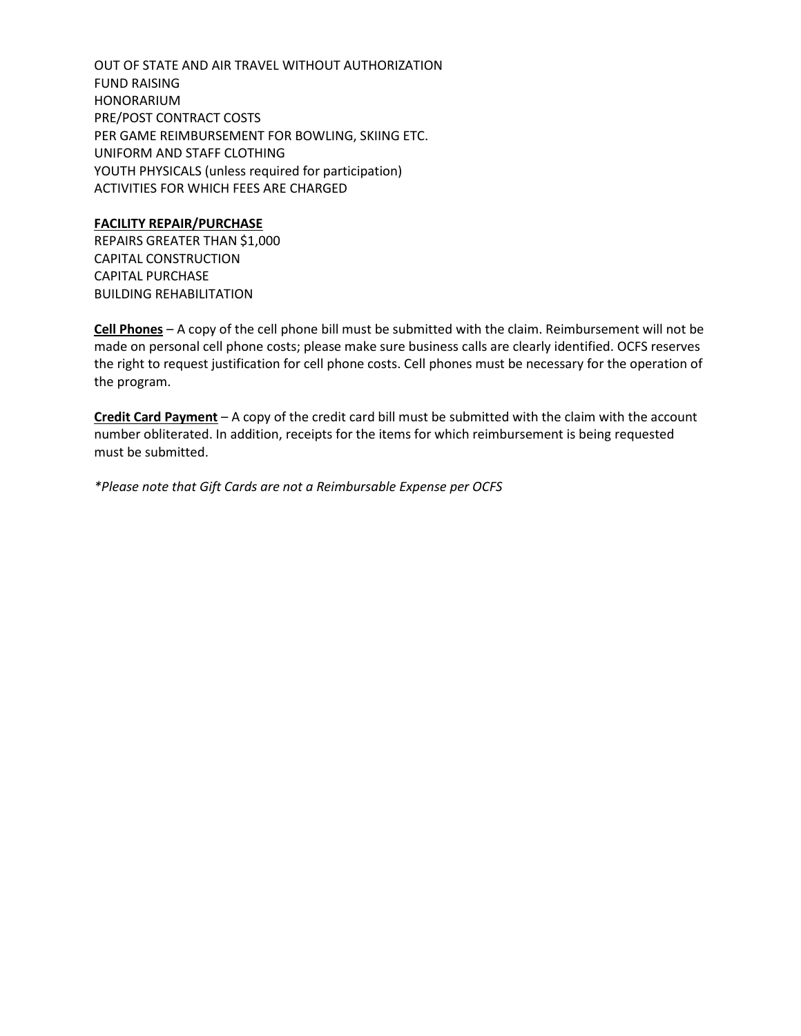OUT OF STATE AND AIR TRAVEL WITHOUT AUTHORIZATION
FUND RAISING
HONORARIUM
PRE/POST CONTRACT COSTS
PER GAME REIMBURSEMENT FOR BOWLING, SKIING ETC.
UNIFORM AND STAFF CLOTHING
YOUTH PHYSICALS (unless required for participation)
ACTIVITIES FOR WHICH FEES ARE CHARGED

**FACILITY REPAIR/PURCHASE**
REPAIRS GREATER THAN $1,000
CAPITAL CONSTRUCTION
CAPITAL PURCHASE
BUILDING REHABILITATION

**Cell Phones** – A copy of the cell phone bill must be submitted with the claim. Reimbursement will not be made on personal cell phone costs; please make sure business calls are clearly identified. OCFS reserves the right to request justification for cell phone costs. Cell phones must be necessary for the operation of the program.

**Credit Card Payment** – A copy of the credit card bill must be submitted with the claim with the account number obliterated. In addition, receipts for the items for which reimbursement is being requested must be submitted.

*\*Please note that Gift Cards are not a Reimbursable Expense per OCFS*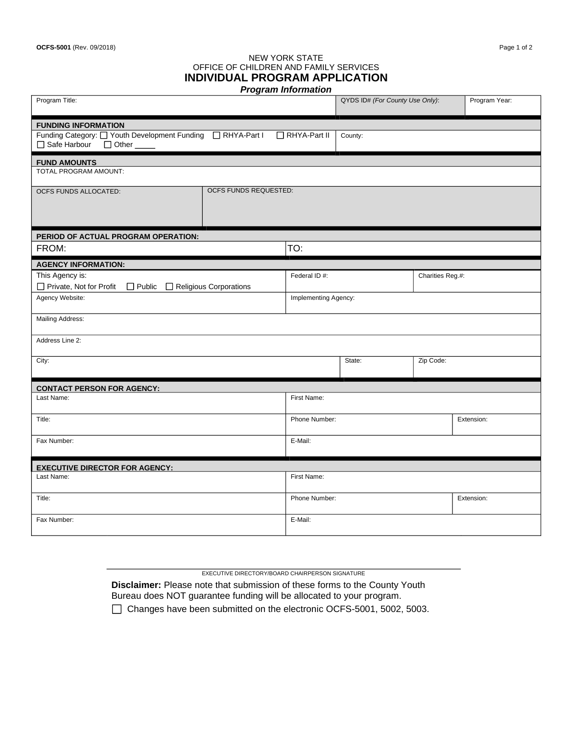OCFS-5001 (Rev. 09/2018)

NEW YORK STATE
OFFICE OF CHILDREN AND FAMILY SERVICES

# INDIVIDUAL PROGRAM APPLICATION

***Program Information***

| Program Title: | QYDS ID# *(For County Use Only)*: | Program Year: |
|---|---|---|

**FUNDING INFORMATION**

| Funding Category: ☐ Youth Development Funding ☐ RHYA-Part I ☐ RHYA-Part II ☐ Safe Harbour ☐ Other _____ | County: |
|---|---|

**FUND AMOUNTS**

| TOTAL PROGRAM AMOUNT: | |
|---|---|
| OCFS FUNDS ALLOCATED: | OCFS FUNDS REQUESTED: |

**PERIOD OF ACTUAL PROGRAM OPERATION:**

| FROM: | TO: |
|---|---|

**AGENCY INFORMATION:**

| This Agency is: ☐ Private, Not for Profit ☐ Public ☐ Religious Corporations | Federal ID #: | Charities Reg.#: |
|---|---|---|
| Agency Website: | Implementing Agency: | |
| Mailing Address: | | |
| Address Line 2: | | |
| City: | State: | Zip Code: |

**CONTACT PERSON FOR AGENCY:**

| Last Name: | First Name: | |
|---|---|---|
| Title: | Phone Number: | Extension: |
| Fax Number: | E-Mail: | |

**EXECUTIVE DIRECTOR FOR AGENCY:**

| Last Name: | First Name: | |
|---|---|---|
| Title: | Phone Number: | Extension: |
| Fax Number: | E-Mail: | |

_______________________________________________
EXECUTIVE DIRECTORY/BOARD CHAIRPERSON SIGNATURE

**Disclaimer:** Please note that submission of these forms to the County Youth Bureau does NOT guarantee funding will be allocated to your program.

☐ Changes have been submitted on the electronic OCFS-5001, 5002, 5003.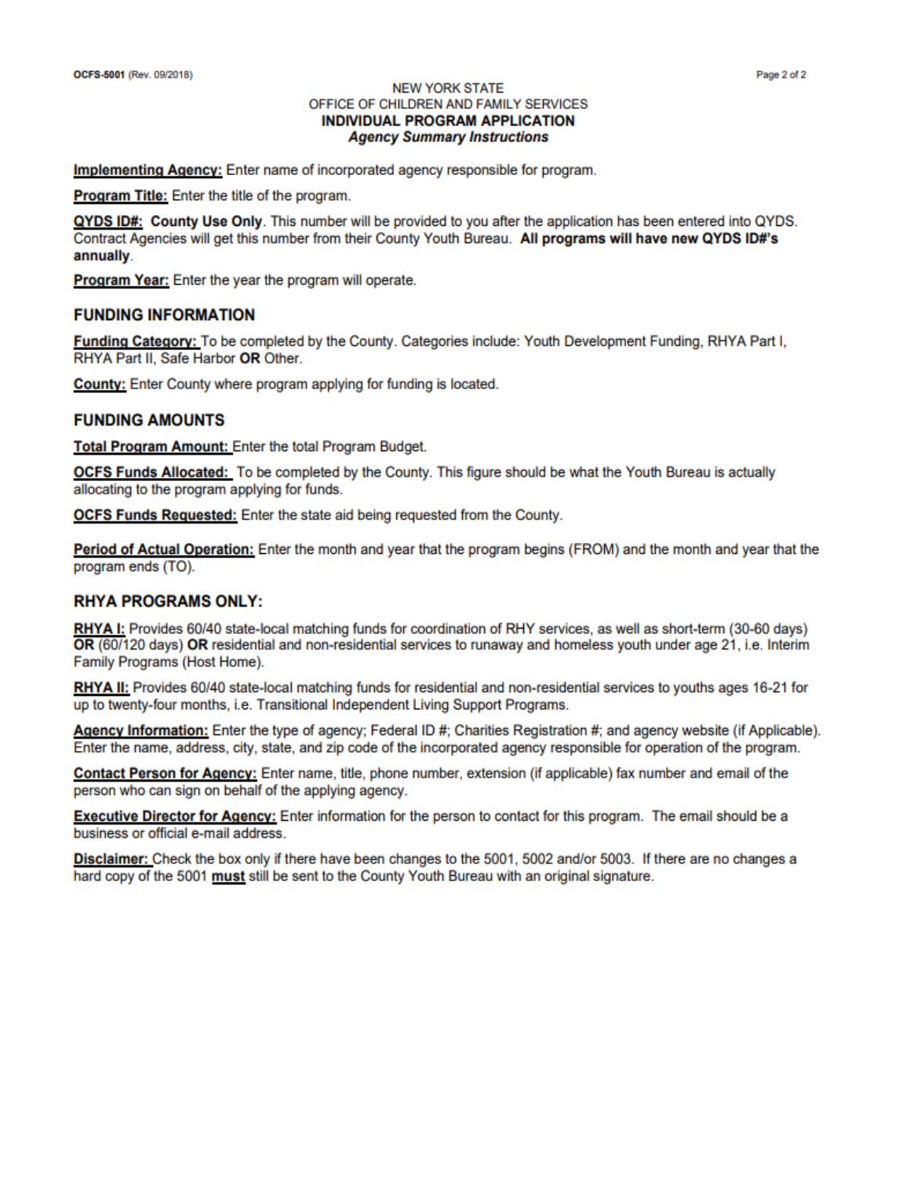NEW YORK STATE
OFFICE OF CHILDREN AND FAMILY SERVICES
**INDIVIDUAL PROGRAM APPLICATION**
***Agency Summary Instructions***

**Implementing Agency:** Enter name of incorporated agency responsible for program.

**Program Title:** Enter the title of the program.

**QYDS ID#:** **County Use Only**. This number will be provided to you after the application has been entered into QYDS. Contract Agencies will get this number from their County Youth Bureau. **All programs will have new QYDS ID#'s annually**.

**Program Year:** Enter the year the program will operate.

## FUNDING INFORMATION

**Funding Category:** To be completed by the County. Categories include: Youth Development Funding, RHYA Part I, RHYA Part II, Safe Harbor **OR** Other.

**County:** Enter County where program applying for funding is located.

## FUNDING AMOUNTS

**Total Program Amount:** Enter the total Program Budget.

**OCFS Funds Allocated:** To be completed by the County. This figure should be what the Youth Bureau is actually allocating to the program applying for funds.

**OCFS Funds Requested:** Enter the state aid being requested from the County.

**Period of Actual Operation:** Enter the month and year that the program begins (FROM) and the month and year that the program ends (TO).

## RHYA PROGRAMS ONLY:

**RHYA I:** Provides 60/40 state-local matching funds for coordination of RHY services, as well as short-term (30-60 days) **OR** (60/120 days) **OR** residential and non-residential services to runaway and homeless youth under age 21, i.e. Interim Family Programs (Host Home).

**RHYA II:** Provides 60/40 state-local matching funds for residential and non-residential services to youths ages 16-21 for up to twenty-four months, i.e. Transitional Independent Living Support Programs.

**Agency Information:** Enter the type of agency; Federal ID #; Charities Registration #; and agency website (if Applicable). Enter the name, address, city, state, and zip code of the incorporated agency responsible for operation of the program.

**Contact Person for Agency:** Enter name, title, phone number, extension (if applicable) fax number and email of the person who can sign on behalf of the applying agency.

**Executive Director for Agency:** Enter information for the person to contact for this program. The email should be a business or official e-mail address.

**Disclaimer:** Check the box only if there have been changes to the 5001, 5002 and/or 5003. If there are no changes a hard copy of the 5001 **must** still be sent to the County Youth Bureau with an original signature.